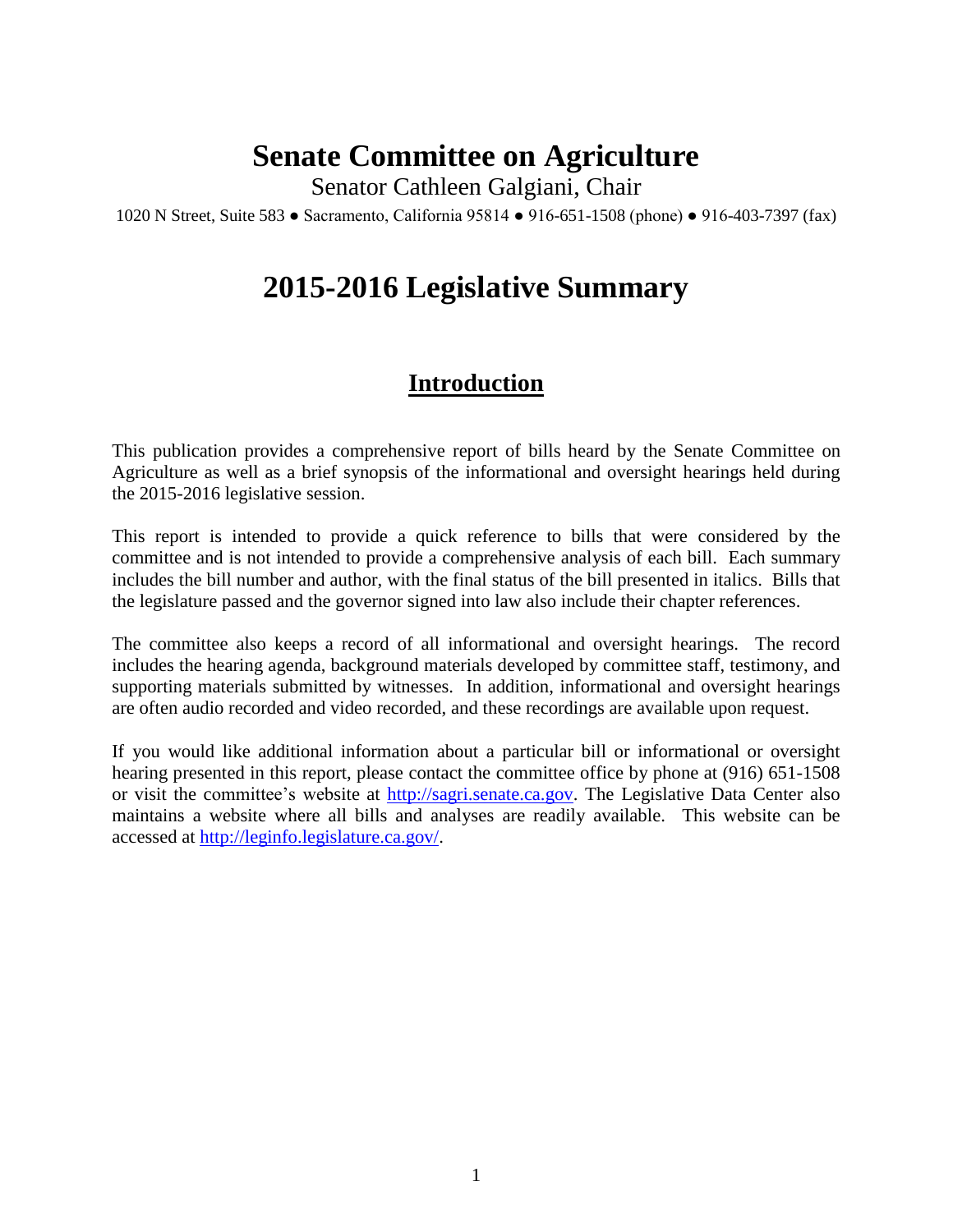# Senate Committee on Agriculture

Senator Cathleen Galgiani, Chair

1020 N Street, Suite 583 ● Sacramento, California 95814 ● 916-651-1508 (phone) ● 916-403-7397 (fax)

# 2015-2016 Legislative Summary

## Introduction

This publication provides a comprehensive report of bills heard by the Senate Committee on Agriculture as well as a brief synopsis of the informational and oversight hearings held during the 2015-2016 legislative session.

This report is intended to provide a quick reference to bills that were considered by the committee and is not intended to provide a comprehensive analysis of each bill. Each summary includes the bill number and author, with the final status of the bill presented in italics. Bills that the legislature passed and the governor signed into law also include their chapter references.

The committee also keeps a record of all informational and oversight hearings. The record includes the hearing agenda, background materials developed by committee staff, testimony, and supporting materials submitted by witnesses. In addition, informational and oversight hearings are often audio recorded and video recorded, and these recordings are available upon request.

If you would like additional information about a particular bill or informational or oversight hearing presented in this report, please contact the committee office by phone at (916) 651-1508 or visit the committee's website at [http://sagri.senate.ca.gov](http://sagri.senate.ca.gov). The Legislative Data Center also maintains a website where all bills and analyses are readily available. This website can be accessed at [http://leginfo.legislature.ca.gov/](http://leginfo.legislature.ca.gov/).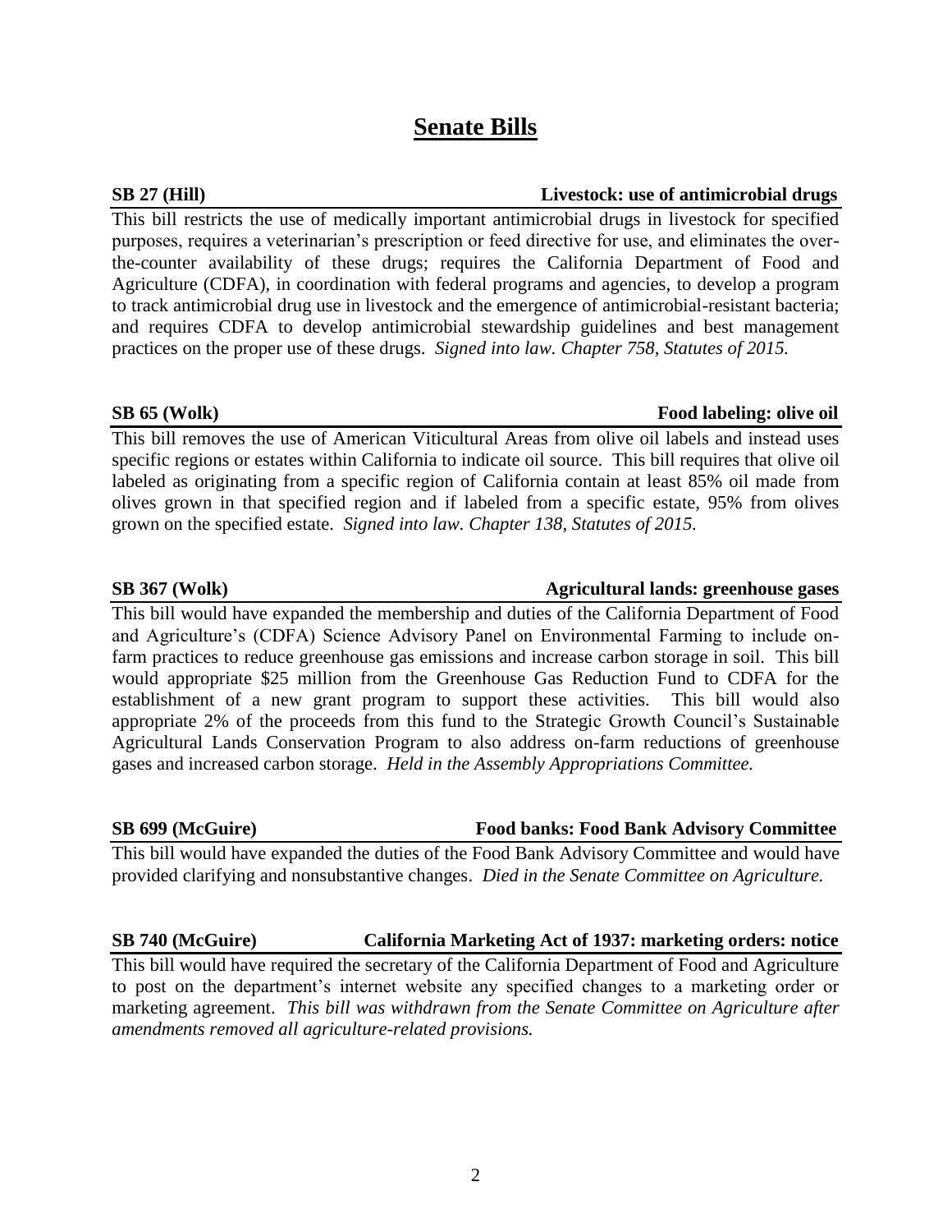# Senate Bills

**SB 27 (Hill)** **Livestock: use of antimicrobial drugs**

This bill restricts the use of medically important antimicrobial drugs in livestock for specified purposes, requires a veterinarian's prescription or feed directive for use, and eliminates the over-the-counter availability of these drugs; requires the California Department of Food and Agriculture (CDFA), in coordination with federal programs and agencies, to develop a program to track antimicrobial drug use in livestock and the emergence of antimicrobial-resistant bacteria; and requires CDFA to develop antimicrobial stewardship guidelines and best management practices on the proper use of these drugs. *Signed into law. Chapter 758, Statutes of 2015.*

**SB 65 (Wolk)** **Food labeling: olive oil**

This bill removes the use of American Viticultural Areas from olive oil labels and instead uses specific regions or estates within California to indicate oil source. This bill requires that olive oil labeled as originating from a specific region of California contain at least 85% oil made from olives grown in that specified region and if labeled from a specific estate, 95% from olives grown on the specified estate. *Signed into law. Chapter 138, Statutes of 2015.*

**SB 367 (Wolk)** **Agricultural lands: greenhouse gases**

This bill would have expanded the membership and duties of the California Department of Food and Agriculture's (CDFA) Science Advisory Panel on Environmental Farming to include on-farm practices to reduce greenhouse gas emissions and increase carbon storage in soil. This bill would appropriate $25 million from the Greenhouse Gas Reduction Fund to CDFA for the establishment of a new grant program to support these activities. This bill would also appropriate 2% of the proceeds from this fund to the Strategic Growth Council's Sustainable Agricultural Lands Conservation Program to also address on-farm reductions of greenhouse gases and increased carbon storage. *Held in the Assembly Appropriations Committee.*

**SB 699 (McGuire)** **Food banks: Food Bank Advisory Committee**

This bill would have expanded the duties of the Food Bank Advisory Committee and would have provided clarifying and nonsubstantive changes. *Died in the Senate Committee on Agriculture.*

**SB 740 (McGuire)** **California Marketing Act of 1937: marketing orders: notice**

This bill would have required the secretary of the California Department of Food and Agriculture to post on the department's internet website any specified changes to a marketing order or marketing agreement. *This bill was withdrawn from the Senate Committee on Agriculture after amendments removed all agriculture-related provisions.*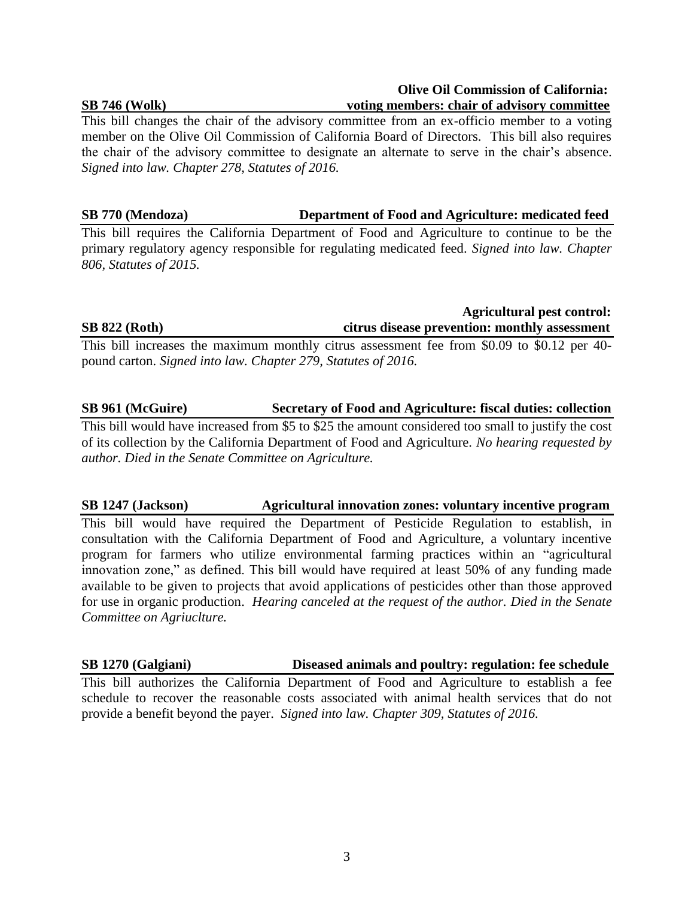**SB 746 (Wolk)** **Olive Oil Commission of California: voting members: chair of advisory committee**

This bill changes the chair of the advisory committee from an ex-officio member to a voting member on the Olive Oil Commission of California Board of Directors. This bill also requires the chair of the advisory committee to designate an alternate to serve in the chair's absence. *Signed into law. Chapter 278, Statutes of 2016.*

**SB 770 (Mendoza)** **Department of Food and Agriculture: medicated feed**

This bill requires the California Department of Food and Agriculture to continue to be the primary regulatory agency responsible for regulating medicated feed. *Signed into law. Chapter 806, Statutes of 2015.*

**SB 822 (Roth)** **Agricultural pest control: citrus disease prevention: monthly assessment**

This bill increases the maximum monthly citrus assessment fee from $0.09 to $0.12 per 40-pound carton. *Signed into law. Chapter 279, Statutes of 2016.*

**SB 961 (McGuire)** **Secretary of Food and Agriculture: fiscal duties: collection**

This bill would have increased from $5 to $25 the amount considered too small to justify the cost of its collection by the California Department of Food and Agriculture. *No hearing requested by author. Died in the Senate Committee on Agriculture.*

**SB 1247 (Jackson)** **Agricultural innovation zones: voluntary incentive program**

This bill would have required the Department of Pesticide Regulation to establish, in consultation with the California Department of Food and Agriculture, a voluntary incentive program for farmers who utilize environmental farming practices within an "agricultural innovation zone," as defined. This bill would have required at least 50% of any funding made available to be given to projects that avoid applications of pesticides other than those approved for use in organic production. *Hearing canceled at the request of the author. Died in the Senate Committee on Agriuclture.*

**SB 1270 (Galgiani)** **Diseased animals and poultry: regulation: fee schedule**

This bill authorizes the California Department of Food and Agriculture to establish a fee schedule to recover the reasonable costs associated with animal health services that do not provide a benefit beyond the payer. *Signed into law. Chapter 309, Statutes of 2016.*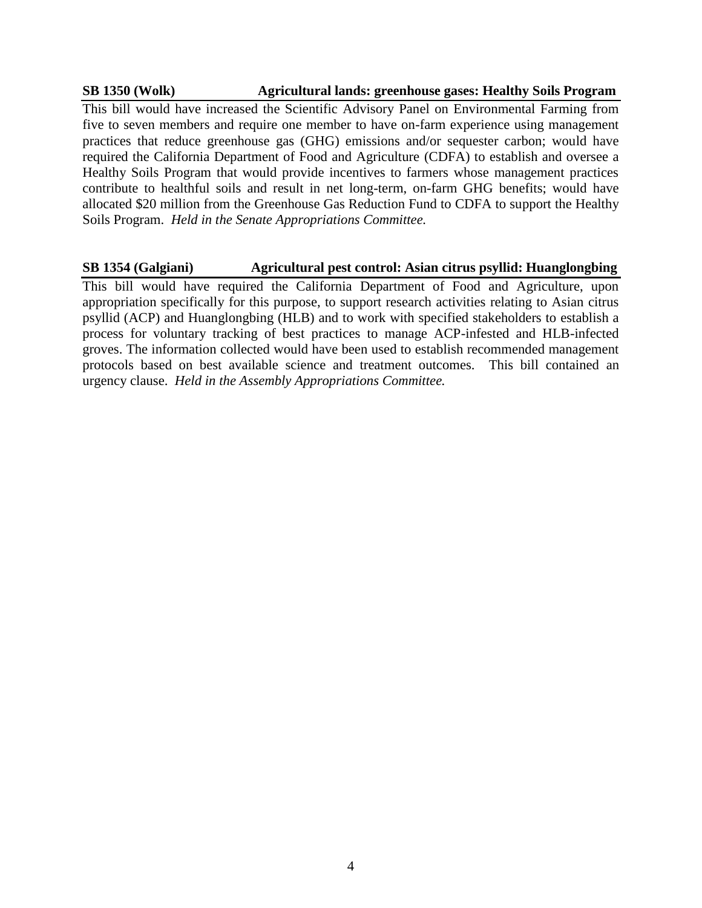**SB 1350 (Wolk)** **Agricultural lands: greenhouse gases: Healthy Soils Program**

This bill would have increased the Scientific Advisory Panel on Environmental Farming from five to seven members and require one member to have on-farm experience using management practices that reduce greenhouse gas (GHG) emissions and/or sequester carbon; would have required the California Department of Food and Agriculture (CDFA) to establish and oversee a Healthy Soils Program that would provide incentives to farmers whose management practices contribute to healthful soils and result in net long-term, on-farm GHG benefits; would have allocated $20 million from the Greenhouse Gas Reduction Fund to CDFA to support the Healthy Soils Program. *Held in the Senate Appropriations Committee.*

**SB 1354 (Galgiani)** **Agricultural pest control: Asian citrus psyllid: Huanglongbing**

This bill would have required the California Department of Food and Agriculture, upon appropriation specifically for this purpose, to support research activities relating to Asian citrus psyllid (ACP) and Huanglongbing (HLB) and to work with specified stakeholders to establish a process for voluntary tracking of best practices to manage ACP-infested and HLB-infected groves. The information collected would have been used to establish recommended management protocols based on best available science and treatment outcomes. This bill contained an urgency clause. *Held in the Assembly Appropriations Committee.*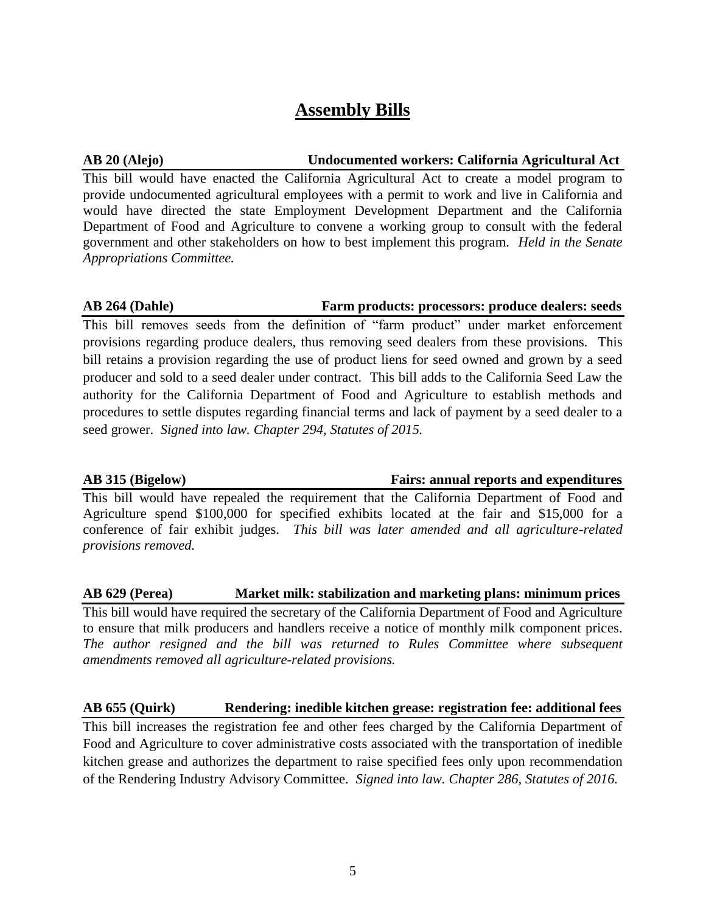# Assembly Bills

**AB 20 (Alejo) — Undocumented workers: California Agricultural Act**

This bill would have enacted the California Agricultural Act to create a model program to provide undocumented agricultural employees with a permit to work and live in California and would have directed the state Employment Development Department and the California Department of Food and Agriculture to convene a working group to consult with the federal government and other stakeholders on how to best implement this program. *Held in the Senate Appropriations Committee.*

**AB 264 (Dahle) — Farm products: processors: produce dealers: seeds**

This bill removes seeds from the definition of "farm product" under market enforcement provisions regarding produce dealers, thus removing seed dealers from these provisions. This bill retains a provision regarding the use of product liens for seed owned and grown by a seed producer and sold to a seed dealer under contract. This bill adds to the California Seed Law the authority for the California Department of Food and Agriculture to establish methods and procedures to settle disputes regarding financial terms and lack of payment by a seed dealer to a seed grower. *Signed into law. Chapter 294, Statutes of 2015.*

**AB 315 (Bigelow) — Fairs: annual reports and expenditures**

This bill would have repealed the requirement that the California Department of Food and Agriculture spend $100,000 for specified exhibits located at the fair and $15,000 for a conference of fair exhibit judges. *This bill was later amended and all agriculture-related provisions removed.*

**AB 629 (Perea) — Market milk: stabilization and marketing plans: minimum prices**

This bill would have required the secretary of the California Department of Food and Agriculture to ensure that milk producers and handlers receive a notice of monthly milk component prices. *The author resigned and the bill was returned to Rules Committee where subsequent amendments removed all agriculture-related provisions.*

**AB 655 (Quirk) — Rendering: inedible kitchen grease: registration fee: additional fees**

This bill increases the registration fee and other fees charged by the California Department of Food and Agriculture to cover administrative costs associated with the transportation of inedible kitchen grease and authorizes the department to raise specified fees only upon recommendation of the Rendering Industry Advisory Committee. *Signed into law. Chapter 286, Statutes of 2016.*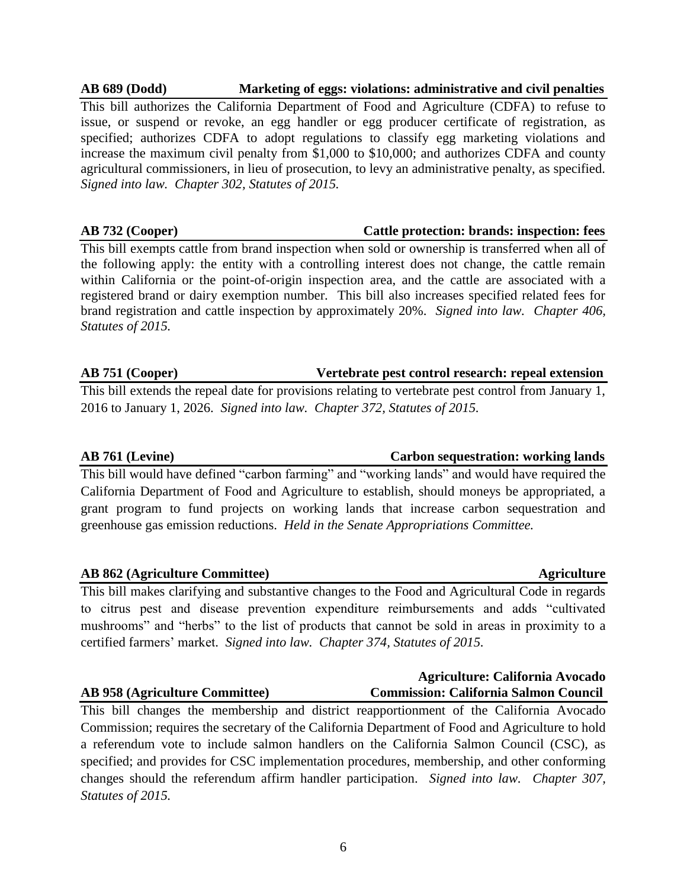**AB 689 (Dodd)** **Marketing of eggs: violations: administrative and civil penalties**

This bill authorizes the California Department of Food and Agriculture (CDFA) to refuse to issue, or suspend or revoke, an egg handler or egg producer certificate of registration, as specified; authorizes CDFA to adopt regulations to classify egg marketing violations and increase the maximum civil penalty from $1,000 to $10,000; and authorizes CDFA and county agricultural commissioners, in lieu of prosecution, to levy an administrative penalty, as specified. *Signed into law. Chapter 302, Statutes of 2015.*

**AB 732 (Cooper)** **Cattle protection: brands: inspection: fees**

This bill exempts cattle from brand inspection when sold or ownership is transferred when all of the following apply: the entity with a controlling interest does not change, the cattle remain within California or the point-of-origin inspection area, and the cattle are associated with a registered brand or dairy exemption number. This bill also increases specified related fees for brand registration and cattle inspection by approximately 20%. *Signed into law. Chapter 406, Statutes of 2015.*

**AB 751 (Cooper)** **Vertebrate pest control research: repeal extension**

This bill extends the repeal date for provisions relating to vertebrate pest control from January 1, 2016 to January 1, 2026. *Signed into law. Chapter 372, Statutes of 2015.*

**AB 761 (Levine)** **Carbon sequestration: working lands**

This bill would have defined "carbon farming" and "working lands" and would have required the California Department of Food and Agriculture to establish, should moneys be appropriated, a grant program to fund projects on working lands that increase carbon sequestration and greenhouse gas emission reductions. *Held in the Senate Appropriations Committee.*

**AB 862 (Agriculture Committee)** **Agriculture**

This bill makes clarifying and substantive changes to the Food and Agricultural Code in regards to citrus pest and disease prevention expenditure reimbursements and adds "cultivated mushrooms" and "herbs" to the list of products that cannot be sold in areas in proximity to a certified farmers' market. *Signed into law. Chapter 374, Statutes of 2015.*

**AB 958 (Agriculture Committee)** **Agriculture: California Avocado Commission: California Salmon Council**

This bill changes the membership and district reapportionment of the California Avocado Commission; requires the secretary of the California Department of Food and Agriculture to hold a referendum vote to include salmon handlers on the California Salmon Council (CSC), as specified; and provides for CSC implementation procedures, membership, and other conforming changes should the referendum affirm handler participation. *Signed into law. Chapter 307, Statutes of 2015.*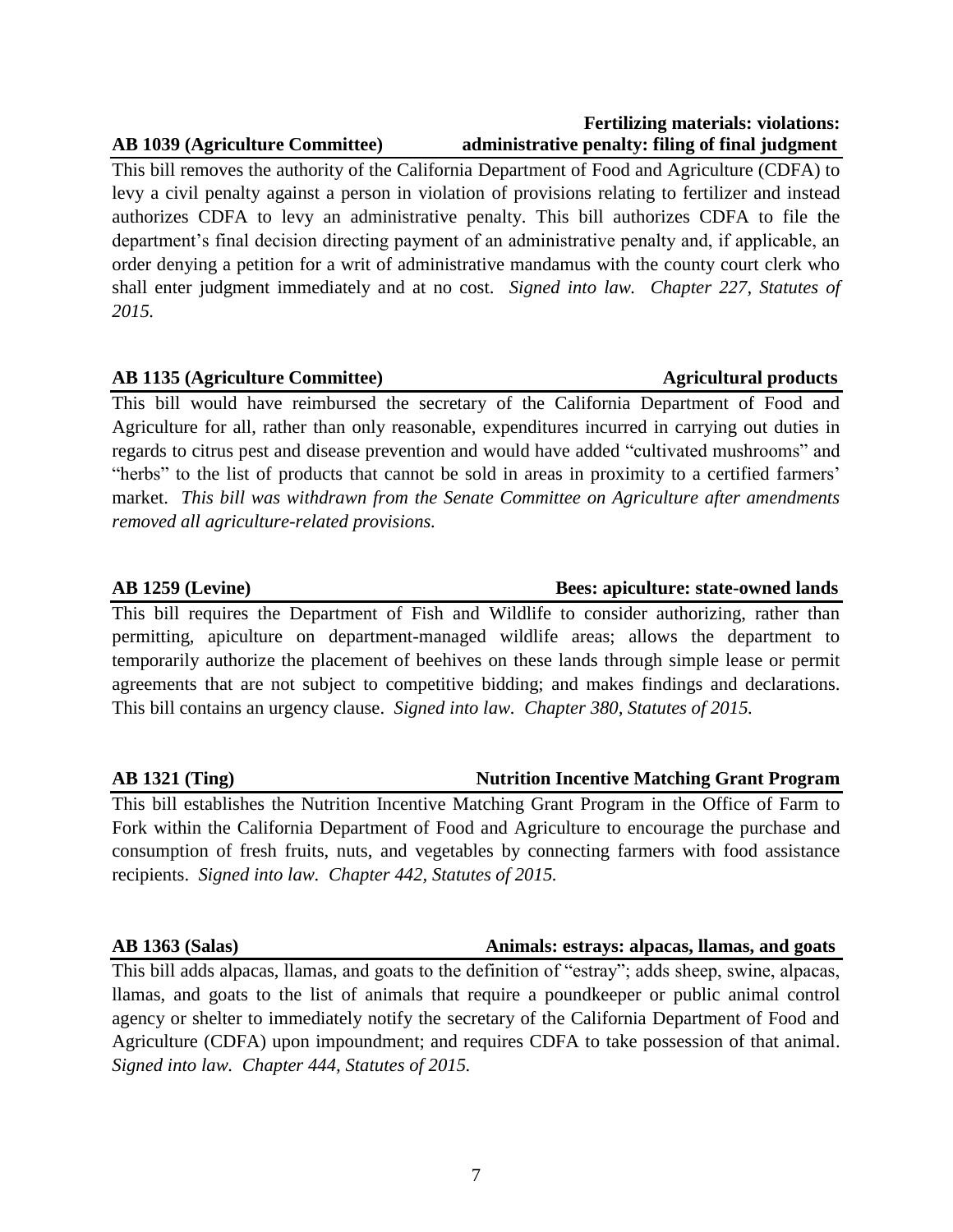**AB 1039 (Agriculture Committee) — Fertilizing materials: violations: administrative penalty: filing of final judgment**

This bill removes the authority of the California Department of Food and Agriculture (CDFA) to levy a civil penalty against a person in violation of provisions relating to fertilizer and instead authorizes CDFA to levy an administrative penalty. This bill authorizes CDFA to file the department's final decision directing payment of an administrative penalty and, if applicable, an order denying a petition for a writ of administrative mandamus with the county court clerk who shall enter judgment immediately and at no cost. *Signed into law. Chapter 227, Statutes of 2015.*

**AB 1135 (Agriculture Committee) — Agricultural products**

This bill would have reimbursed the secretary of the California Department of Food and Agriculture for all, rather than only reasonable, expenditures incurred in carrying out duties in regards to citrus pest and disease prevention and would have added "cultivated mushrooms" and "herbs" to the list of products that cannot be sold in areas in proximity to a certified farmers' market. *This bill was withdrawn from the Senate Committee on Agriculture after amendments removed all agriculture-related provisions.*

**AB 1259 (Levine) — Bees: apiculture: state-owned lands**

This bill requires the Department of Fish and Wildlife to consider authorizing, rather than permitting, apiculture on department-managed wildlife areas; allows the department to temporarily authorize the placement of beehives on these lands through simple lease or permit agreements that are not subject to competitive bidding; and makes findings and declarations. This bill contains an urgency clause. *Signed into law. Chapter 380, Statutes of 2015.*

**AB 1321 (Ting) — Nutrition Incentive Matching Grant Program**

This bill establishes the Nutrition Incentive Matching Grant Program in the Office of Farm to Fork within the California Department of Food and Agriculture to encourage the purchase and consumption of fresh fruits, nuts, and vegetables by connecting farmers with food assistance recipients. *Signed into law. Chapter 442, Statutes of 2015.*

**AB 1363 (Salas) — Animals: estrays: alpacas, llamas, and goats**

This bill adds alpacas, llamas, and goats to the definition of "estray"; adds sheep, swine, alpacas, llamas, and goats to the list of animals that require a poundkeeper or public animal control agency or shelter to immediately notify the secretary of the California Department of Food and Agriculture (CDFA) upon impoundment; and requires CDFA to take possession of that animal. *Signed into law. Chapter 444, Statutes of 2015.*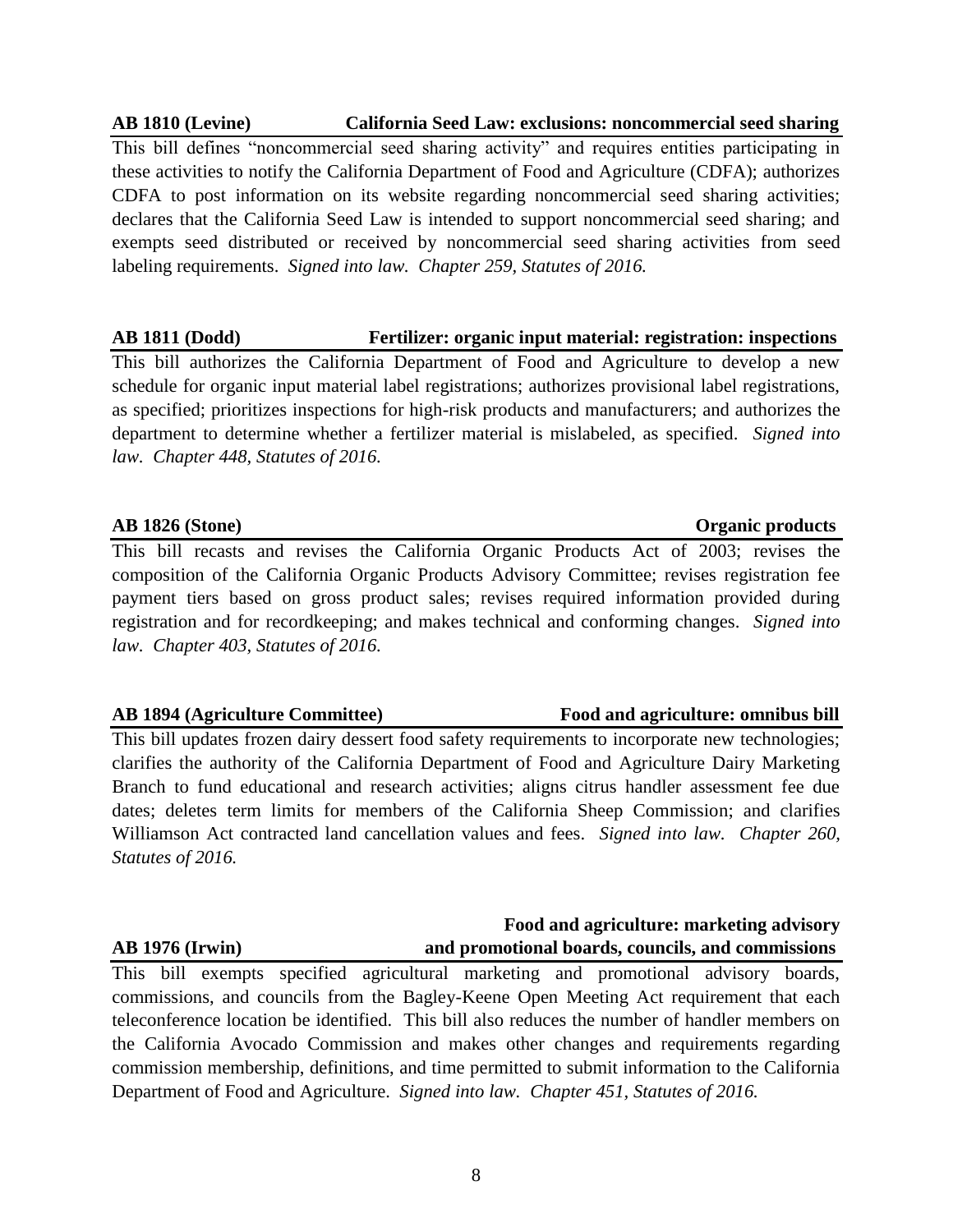**AB 1810 (Levine) — California Seed Law: exclusions: noncommercial seed sharing**

This bill defines "noncommercial seed sharing activity" and requires entities participating in these activities to notify the California Department of Food and Agriculture (CDFA); authorizes CDFA to post information on its website regarding noncommercial seed sharing activities; declares that the California Seed Law is intended to support noncommercial seed sharing; and exempts seed distributed or received by noncommercial seed sharing activities from seed labeling requirements. *Signed into law. Chapter 259, Statutes of 2016.*

**AB 1811 (Dodd) — Fertilizer: organic input material: registration: inspections**

This bill authorizes the California Department of Food and Agriculture to develop a new schedule for organic input material label registrations; authorizes provisional label registrations, as specified; prioritizes inspections for high-risk products and manufacturers; and authorizes the department to determine whether a fertilizer material is mislabeled, as specified. *Signed into law. Chapter 448, Statutes of 2016.*

**AB 1826 (Stone) — Organic products**

This bill recasts and revises the California Organic Products Act of 2003; revises the composition of the California Organic Products Advisory Committee; revises registration fee payment tiers based on gross product sales; revises required information provided during registration and for recordkeeping; and makes technical and conforming changes. *Signed into law. Chapter 403, Statutes of 2016.*

**AB 1894 (Agriculture Committee) — Food and agriculture: omnibus bill**

This bill updates frozen dairy dessert food safety requirements to incorporate new technologies; clarifies the authority of the California Department of Food and Agriculture Dairy Marketing Branch to fund educational and research activities; aligns citrus handler assessment fee due dates; deletes term limits for members of the California Sheep Commission; and clarifies Williamson Act contracted land cancellation values and fees. *Signed into law. Chapter 260, Statutes of 2016.*

**AB 1976 (Irwin) — Food and agriculture: marketing advisory and promotional boards, councils, and commissions**

This bill exempts specified agricultural marketing and promotional advisory boards, commissions, and councils from the Bagley-Keene Open Meeting Act requirement that each teleconference location be identified. This bill also reduces the number of handler members on the California Avocado Commission and makes other changes and requirements regarding commission membership, definitions, and time permitted to submit information to the California Department of Food and Agriculture. *Signed into law. Chapter 451, Statutes of 2016.*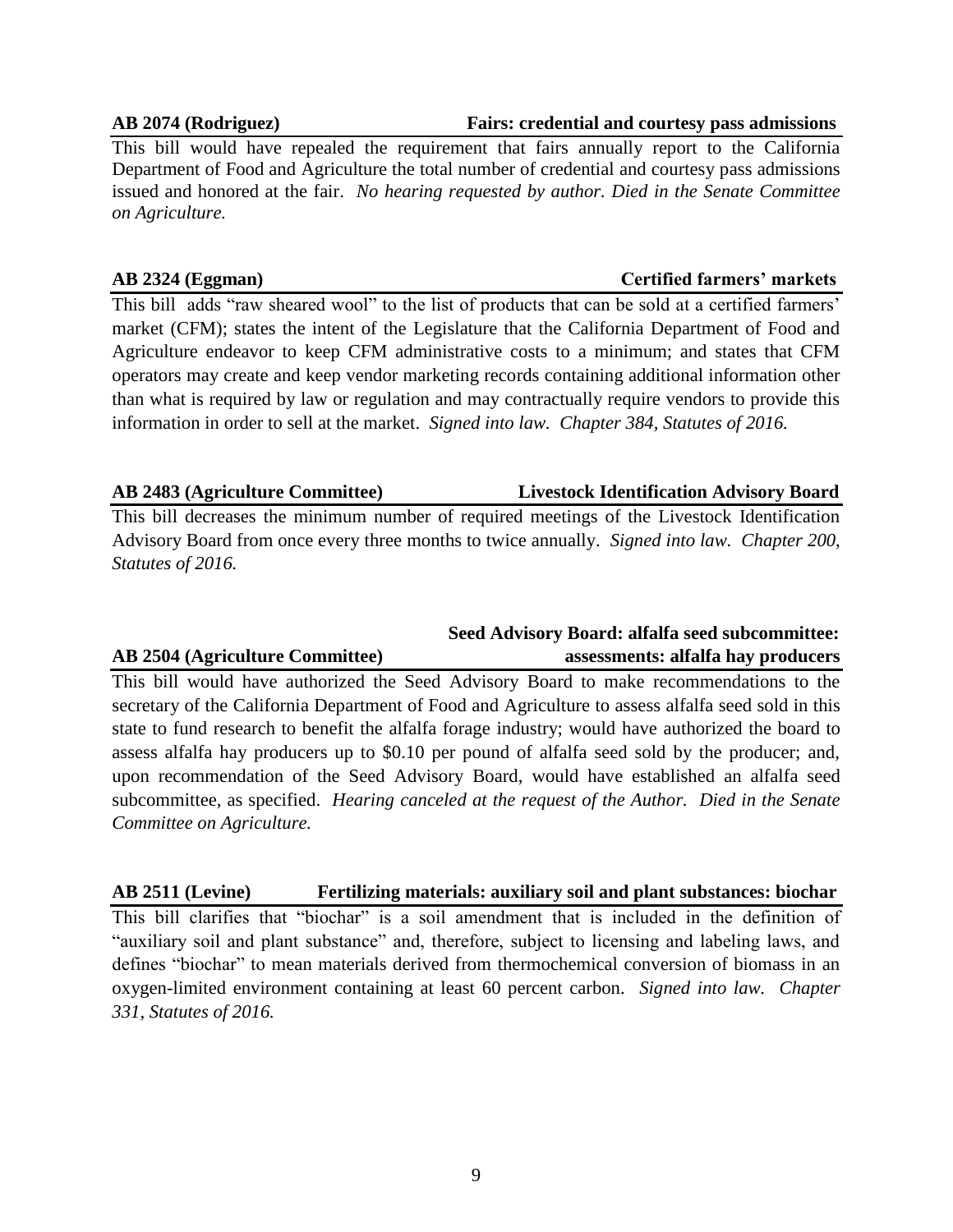**AB 2074 (Rodriguez)** **Fairs: credential and courtesy pass admissions**

This bill would have repealed the requirement that fairs annually report to the California Department of Food and Agriculture the total number of credential and courtesy pass admissions issued and honored at the fair. *No hearing requested by author. Died in the Senate Committee on Agriculture.*

**AB 2324 (Eggman)** **Certified farmers' markets**

This bill adds "raw sheared wool" to the list of products that can be sold at a certified farmers' market (CFM); states the intent of the Legislature that the California Department of Food and Agriculture endeavor to keep CFM administrative costs to a minimum; and states that CFM operators may create and keep vendor marketing records containing additional information other than what is required by law or regulation and may contractually require vendors to provide this information in order to sell at the market. *Signed into law. Chapter 384, Statutes of 2016.*

**AB 2483 (Agriculture Committee)** **Livestock Identification Advisory Board**

This bill decreases the minimum number of required meetings of the Livestock Identification Advisory Board from once every three months to twice annually. *Signed into law. Chapter 200, Statutes of 2016.*

**AB 2504 (Agriculture Committee)** **Seed Advisory Board: alfalfa seed subcommittee: assessments: alfalfa hay producers**

This bill would have authorized the Seed Advisory Board to make recommendations to the secretary of the California Department of Food and Agriculture to assess alfalfa seed sold in this state to fund research to benefit the alfalfa forage industry; would have authorized the board to assess alfalfa hay producers up to $0.10 per pound of alfalfa seed sold by the producer; and, upon recommendation of the Seed Advisory Board, would have established an alfalfa seed subcommittee, as specified. *Hearing canceled at the request of the Author. Died in the Senate Committee on Agriculture.*

**AB 2511 (Levine)** **Fertilizing materials: auxiliary soil and plant substances: biochar**

This bill clarifies that "biochar" is a soil amendment that is included in the definition of "auxiliary soil and plant substance" and, therefore, subject to licensing and labeling laws, and defines "biochar" to mean materials derived from thermochemical conversion of biomass in an oxygen-limited environment containing at least 60 percent carbon. *Signed into law. Chapter 331, Statutes of 2016.*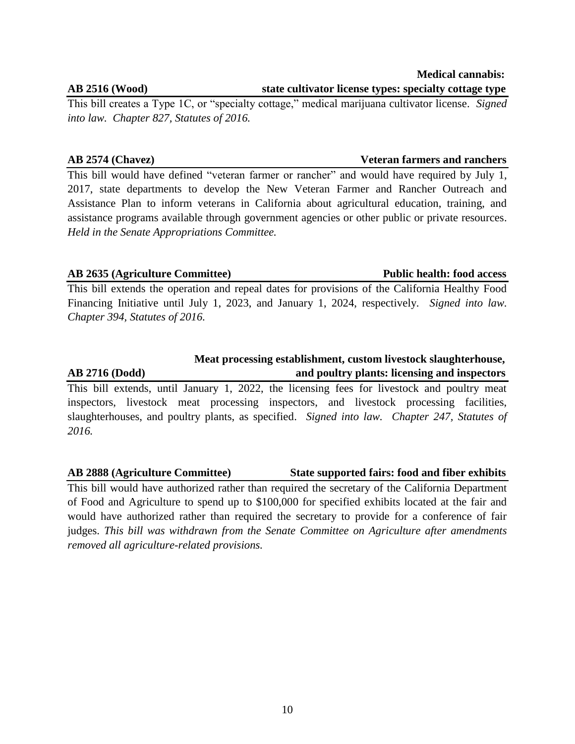**AB 2516 (Wood)** **Medical cannabis: state cultivator license types: specialty cottage type**

This bill creates a Type 1C, or "specialty cottage," medical marijuana cultivator license. *Signed into law. Chapter 827, Statutes of 2016.*

**AB 2574 (Chavez)** **Veteran farmers and ranchers**

This bill would have defined "veteran farmer or rancher" and would have required by July 1, 2017, state departments to develop the New Veteran Farmer and Rancher Outreach and Assistance Plan to inform veterans in California about agricultural education, training, and assistance programs available through government agencies or other public or private resources. *Held in the Senate Appropriations Committee.*

**AB 2635 (Agriculture Committee)** **Public health: food access**

This bill extends the operation and repeal dates for provisions of the California Healthy Food Financing Initiative until July 1, 2023, and January 1, 2024, respectively. *Signed into law. Chapter 394, Statutes of 2016.*

**AB 2716 (Dodd)** **Meat processing establishment, custom livestock slaughterhouse, and poultry plants: licensing and inspectors**

This bill extends, until January 1, 2022, the licensing fees for livestock and poultry meat inspectors, livestock meat processing inspectors, and livestock processing facilities, slaughterhouses, and poultry plants, as specified. *Signed into law. Chapter 247, Statutes of 2016.*

**AB 2888 (Agriculture Committee)** **State supported fairs: food and fiber exhibits**

This bill would have authorized rather than required the secretary of the California Department of Food and Agriculture to spend up to $100,000 for specified exhibits located at the fair and would have authorized rather than required the secretary to provide for a conference of fair judges. *This bill was withdrawn from the Senate Committee on Agriculture after amendments removed all agriculture-related provisions.*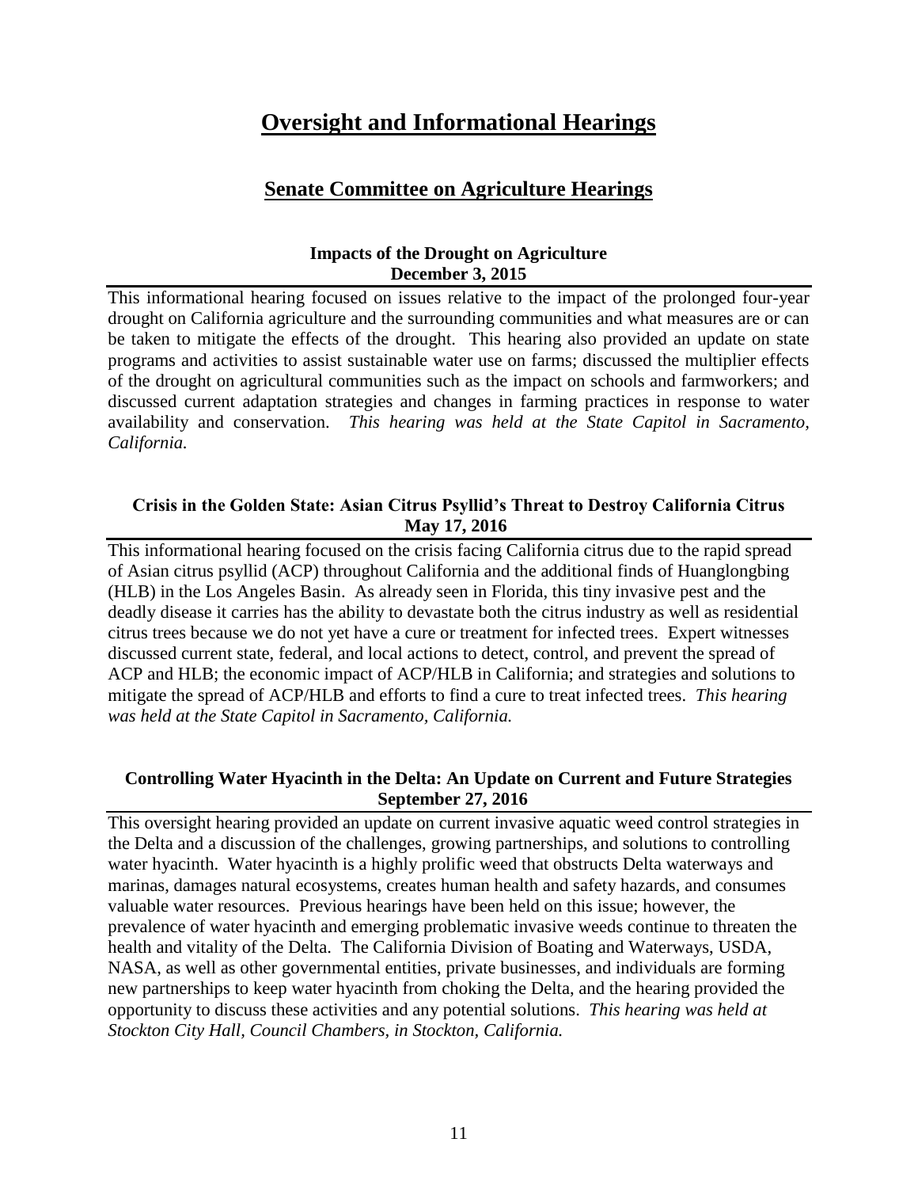# Oversight and Informational Hearings

## Senate Committee on Agriculture Hearings

### Impacts of the Drought on Agriculture
**December 3, 2015**

This informational hearing focused on issues relative to the impact of the prolonged four-year drought on California agriculture and the surrounding communities and what measures are or can be taken to mitigate the effects of the drought. This hearing also provided an update on state programs and activities to assist sustainable water use on farms; discussed the multiplier effects of the drought on agricultural communities such as the impact on schools and farmworkers; and discussed current adaptation strategies and changes in farming practices in response to water availability and conservation. *This hearing was held at the State Capitol in Sacramento, California.*

### Crisis in the Golden State: Asian Citrus Psyllid's Threat to Destroy California Citrus
**May 17, 2016**

This informational hearing focused on the crisis facing California citrus due to the rapid spread of Asian citrus psyllid (ACP) throughout California and the additional finds of Huanglongbing (HLB) in the Los Angeles Basin. As already seen in Florida, this tiny invasive pest and the deadly disease it carries has the ability to devastate both the citrus industry as well as residential citrus trees because we do not yet have a cure or treatment for infected trees. Expert witnesses discussed current state, federal, and local actions to detect, control, and prevent the spread of ACP and HLB; the economic impact of ACP/HLB in California; and strategies and solutions to mitigate the spread of ACP/HLB and efforts to find a cure to treat infected trees. *This hearing was held at the State Capitol in Sacramento, California.*

### Controlling Water Hyacinth in the Delta: An Update on Current and Future Strategies
**September 27, 2016**

This oversight hearing provided an update on current invasive aquatic weed control strategies in the Delta and a discussion of the challenges, growing partnerships, and solutions to controlling water hyacinth. Water hyacinth is a highly prolific weed that obstructs Delta waterways and marinas, damages natural ecosystems, creates human health and safety hazards, and consumes valuable water resources. Previous hearings have been held on this issue; however, the prevalence of water hyacinth and emerging problematic invasive weeds continue to threaten the health and vitality of the Delta. The California Division of Boating and Waterways, USDA, NASA, as well as other governmental entities, private businesses, and individuals are forming new partnerships to keep water hyacinth from choking the Delta, and the hearing provided the opportunity to discuss these activities and any potential solutions. *This hearing was held at Stockton City Hall, Council Chambers, in Stockton, California.*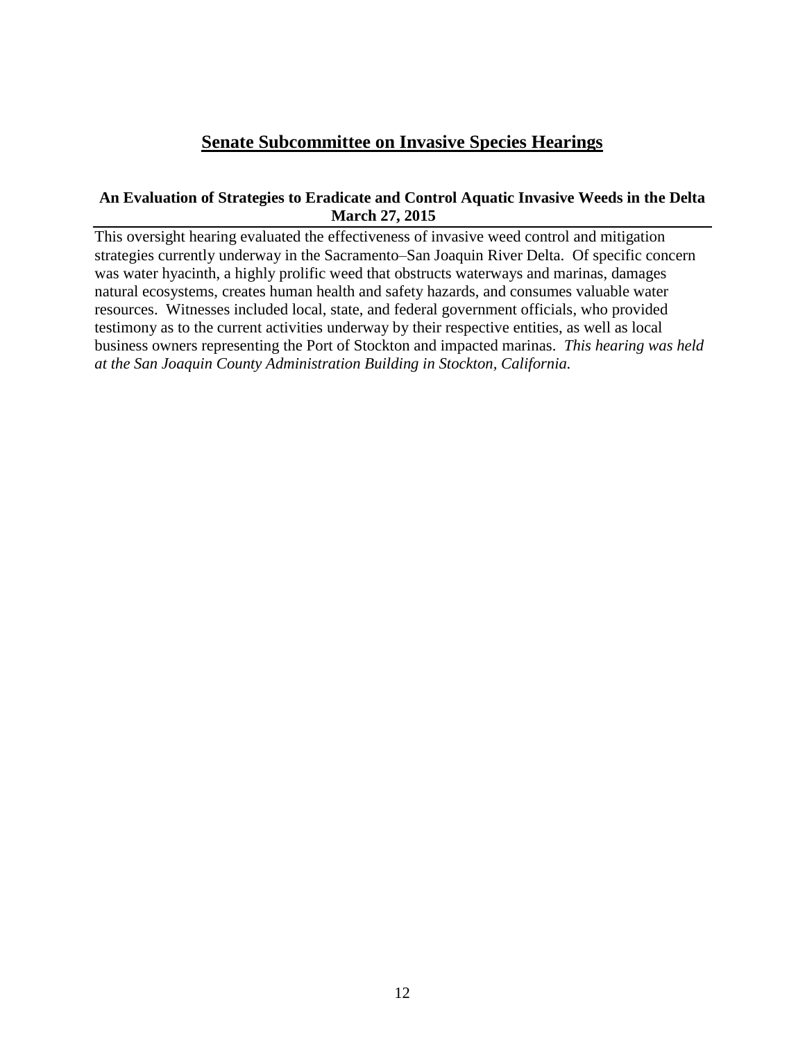# Senate Subcommittee on Invasive Species Hearings

**An Evaluation of Strategies to Eradicate and Control Aquatic Invasive Weeds in the Delta**
**March 27, 2015**

This oversight hearing evaluated the effectiveness of invasive weed control and mitigation strategies currently underway in the Sacramento–San Joaquin River Delta. Of specific concern was water hyacinth, a highly prolific weed that obstructs waterways and marinas, damages natural ecosystems, creates human health and safety hazards, and consumes valuable water resources. Witnesses included local, state, and federal government officials, who provided testimony as to the current activities underway by their respective entities, as well as local business owners representing the Port of Stockton and impacted marinas. *This hearing was held at the San Joaquin County Administration Building in Stockton, California.*